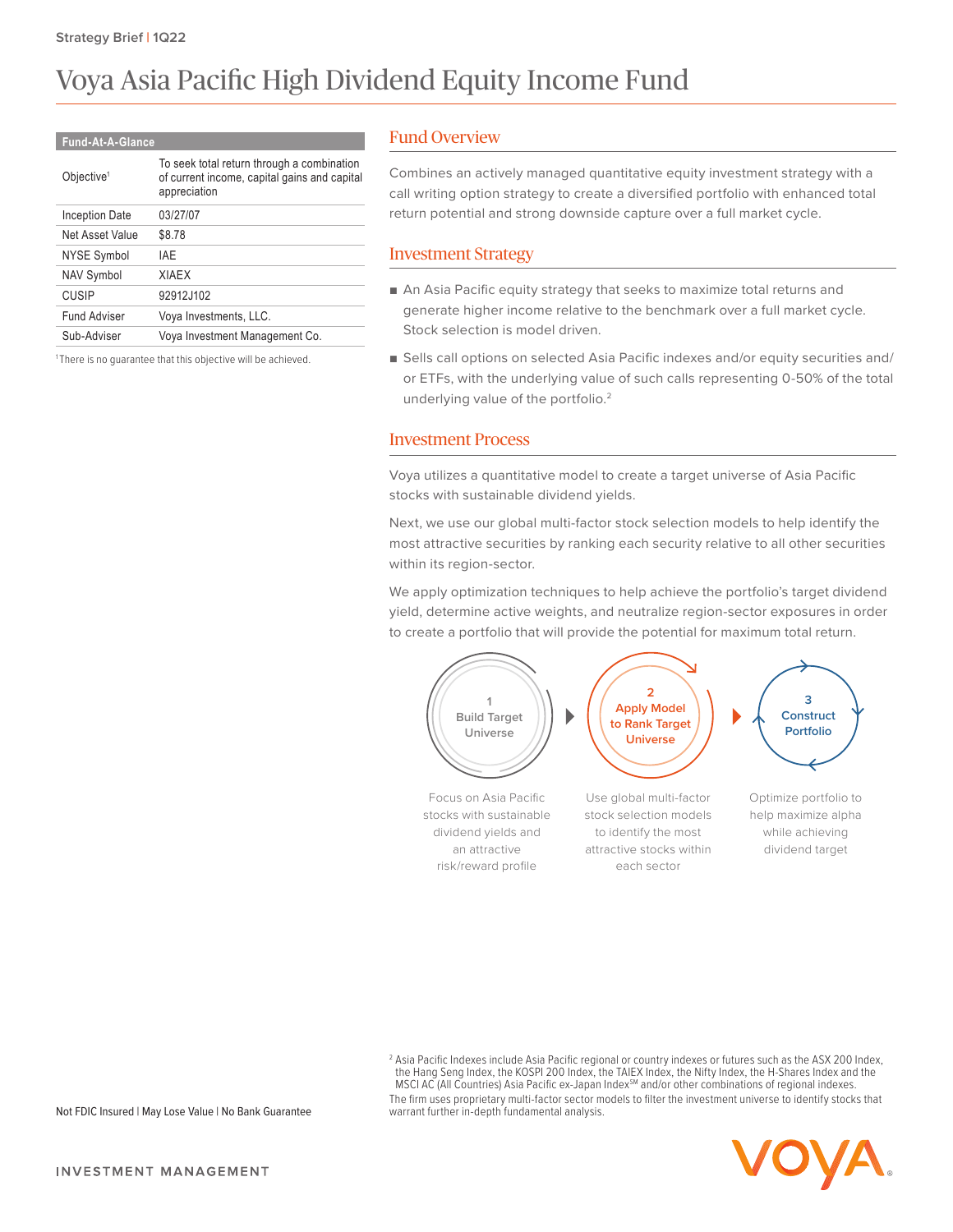Strategy Brief | 1Q22

# Voya Asia Pacific High Dividend Equity Income Fund

**Fund-At-A-Glance**

| | |
|---|---|
| Objective[1] | To seek total return through a combination of current income, capital gains and capital appreciation |
| Inception Date | 03/27/07 |
| Net Asset Value | $8.78 |
| NYSE Symbol | IAE |
| NAV Symbol | XIAEX |
| CUSIP | 92912J102 |
| Fund Adviser | Voya Investments, LLC. |
| Sub-Adviser | Voya Investment Management Co. |

[1] There is no guarantee that this objective will be achieved.

## Fund Overview

Combines an actively managed quantitative equity investment strategy with a call writing option strategy to create a diversified portfolio with enhanced total return potential and strong downside capture over a full market cycle.

## Investment Strategy

- An Asia Pacific equity strategy that seeks to maximize total returns and generate higher income relative to the benchmark over a full market cycle. Stock selection is model driven.
- Sells call options on selected Asia Pacific indexes and/or equity securities and/or ETFs, with the underlying value of such calls representing 0-50% of the total underlying value of the portfolio.[2]

## Investment Process

Voya utilizes a quantitative model to create a target universe of Asia Pacific stocks with sustainable dividend yields.

Next, we use our global multi-factor stock selection models to help identify the most attractive securities by ranking each security relative to all other securities within its region-sector.

We apply optimization techniques to help achieve the portfolio's target dividend yield, determine active weights, and neutralize region-sector exposures in order to create a portfolio that will provide the potential for maximum total return.

**1 Build Target Universe** — Focus on Asia Pacific stocks with sustainable dividend yields and an attractive risk/reward profile

**2 Apply Model to Rank Target Universe** — Use global multi-factor stock selection models to identify the most attractive stocks within each sector

**3 Construct Portfolio** — Optimize portfolio to help maximize alpha while achieving dividend target

[2] Asia Pacific Indexes include Asia Pacific regional or country indexes or futures such as the ASX 200 Index, the Hang Seng Index, the KOSPI 200 Index, the TAIEX Index, the Nifty Index, the H-Shares Index and the MSCI AC (All Countries) Asia Pacific ex-Japan Index[SM] and/or other combinations of regional indexes.

The firm uses proprietary multi-factor sector models to filter the investment universe to identify stocks that warrant further in-depth fundamental analysis.

Not FDIC Insured | May Lose Value | No Bank Guarantee

INVESTMENT MANAGEMENT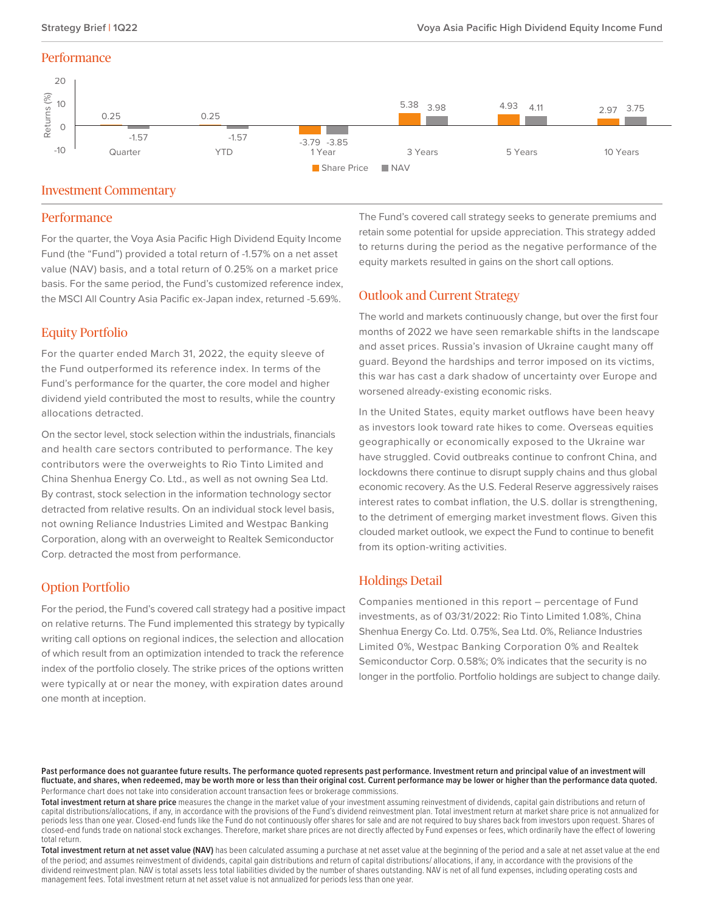## Performance

| | Quarter | YTD | 1 Year | 3 Years | 5 Years | 10 Years |
|---|---|---|---|---|---|---|
| Share Price | 0.25 | 0.25 | -3.79 | 5.38 | 4.93 | 2.97 |
| NAV | -1.57 | -1.57 | -3.85 | 3.98 | 4.11 | 3.75 |

Returns (%)

## Investment Commentary

### Performance

For the quarter, the Voya Asia Pacific High Dividend Equity Income Fund (the "Fund") provided a total return of -1.57% on a net asset value (NAV) basis, and a total return of 0.25% on a market price basis. For the same period, the Fund's customized reference index, the MSCI All Country Asia Pacific ex-Japan index, returned -5.69%.

### Equity Portfolio

For the quarter ended March 31, 2022, the equity sleeve of the Fund outperformed its reference index. In terms of the Fund's performance for the quarter, the core model and higher dividend yield contributed the most to results, while the country allocations detracted.

On the sector level, stock selection within the industrials, financials and health care sectors contributed to performance. The key contributors were the overweights to Rio Tinto Limited and China Shenhua Energy Co. Ltd., as well as not owning Sea Ltd. By contrast, stock selection in the information technology sector detracted from relative results. On an individual stock level basis, not owning Reliance Industries Limited and Westpac Banking Corporation, along with an overweight to Realtek Semiconductor Corp. detracted the most from performance.

### Option Portfolio

For the period, the Fund's covered call strategy had a positive impact on relative returns. The Fund implemented this strategy by typically writing call options on regional indices, the selection and allocation of which result from an optimization intended to track the reference index of the portfolio closely. The strike prices of the options written were typically at or near the money, with expiration dates around one month at inception.

The Fund's covered call strategy seeks to generate premiums and retain some potential for upside appreciation. This strategy added to returns during the period as the negative performance of the equity markets resulted in gains on the short call options.

### Outlook and Current Strategy

The world and markets continuously change, but over the first four months of 2022 we have seen remarkable shifts in the landscape and asset prices. Russia's invasion of Ukraine caught many off guard. Beyond the hardships and terror imposed on its victims, this war has cast a dark shadow of uncertainty over Europe and worsened already-existing economic risks.

In the United States, equity market outflows have been heavy as investors look toward rate hikes to come. Overseas equities geographically or economically exposed to the Ukraine war have struggled. Covid outbreaks continue to confront China, and lockdowns there continue to disrupt supply chains and thus global economic recovery. As the U.S. Federal Reserve aggressively raises interest rates to combat inflation, the U.S. dollar is strengthening, to the detriment of emerging market investment flows. Given this clouded market outlook, we expect the Fund to continue to benefit from its option-writing activities.

### Holdings Detail

Companies mentioned in this report – percentage of Fund investments, as of 03/31/2022: Rio Tinto Limited 1.08%, China Shenhua Energy Co. Ltd. 0.75%, Sea Ltd. 0%, Reliance Industries Limited 0%, Westpac Banking Corporation 0% and Realtek Semiconductor Corp. 0.58%; 0% indicates that the security is no longer in the portfolio. Portfolio holdings are subject to change daily.

**Past performance does not guarantee future results. The performance quoted represents past performance. Investment return and principal value of an investment will fluctuate, and shares, when redeemed, may be worth more or less than their original cost. Current performance may be lower or higher than the performance data quoted.** Performance chart does not take into consideration account transaction fees or brokerage commissions.

**Total investment return at share price** measures the change in the market value of your investment assuming reinvestment of dividends, capital gain distributions and return of capital distributions/allocations, if any, in accordance with the provisions of the Fund's dividend reinvestment plan. Total investment return at market share price is not annualized for periods less than one year. Closed-end funds like the Fund do not continuously offer shares for sale and are not required to buy shares back from investors upon request. Shares of closed-end funds trade on national stock exchanges. Therefore, market share prices are not directly affected by Fund expenses or fees, which ordinarily have the effect of lowering total return.

**Total investment return at net asset value (NAV)** has been calculated assuming a purchase at net asset value at the beginning of the period and a sale at net asset value at the end of the period; and assumes reinvestment of dividends, capital gain distributions and return of capital distributions/ allocations, if any, in accordance with the provisions of the dividend reinvestment plan. NAV is total assets less total liabilities divided by the number of shares outstanding. NAV is net of all fund expenses, including operating costs and management fees. Total investment return at net asset value is not annualized for periods less than one year.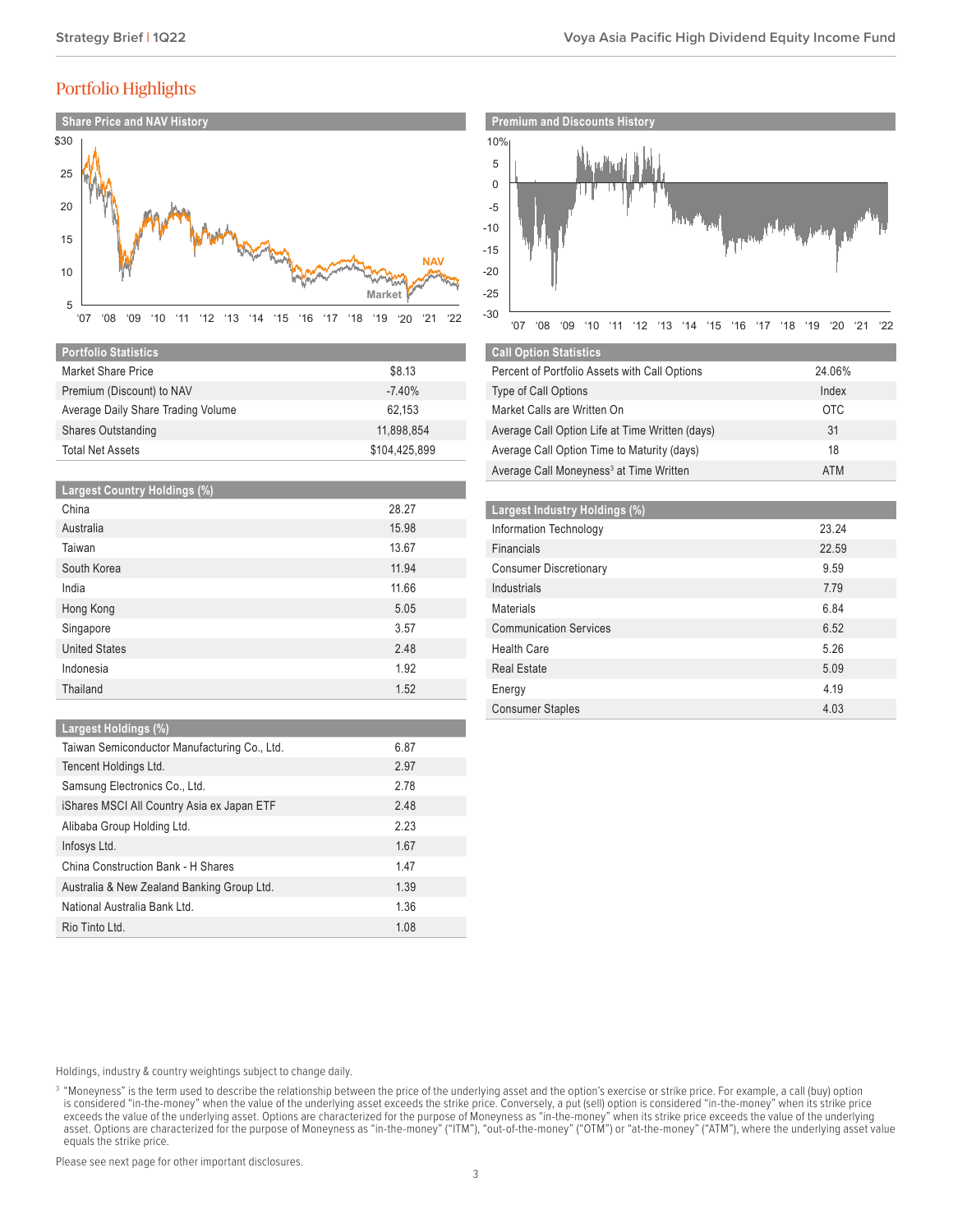# Portfolio Highlights

## Share Price and NAV History

## Premium and Discounts History

| Portfolio Statistics | |
|---|---|
| Market Share Price | $8.13 |
| Premium (Discount) to NAV | -7.40% |
| Average Daily Share Trading Volume | 62,153 |
| Shares Outstanding | 11,898,854 |
| Total Net Assets | $104,425,899 |

| Call Option Statistics | |
|---|---|
| Percent of Portfolio Assets with Call Options | 24.06% |
| Type of Call Options | Index |
| Market Calls are Written On | OTC |
| Average Call Option Life at Time Written (days) | 31 |
| Average Call Option Time to Maturity (days) | 18 |
| Average Call Moneyness[3] at Time Written | ATM |

| Largest Country Holdings (%) | |
|---|---|
| China | 28.27 |
| Australia | 15.98 |
| Taiwan | 13.67 |
| South Korea | 11.94 |
| India | 11.66 |
| Hong Kong | 5.05 |
| Singapore | 3.57 |
| United States | 2.48 |
| Indonesia | 1.92 |
| Thailand | 1.52 |

| Largest Industry Holdings (%) | |
|---|---|
| Information Technology | 23.24 |
| Financials | 22.59 |
| Consumer Discretionary | 9.59 |
| Industrials | 7.79 |
| Materials | 6.84 |
| Communication Services | 6.52 |
| Health Care | 5.26 |
| Real Estate | 5.09 |
| Energy | 4.19 |
| Consumer Staples | 4.03 |

| Largest Holdings (%) | |
|---|---|
| Taiwan Semiconductor Manufacturing Co., Ltd. | 6.87 |
| Tencent Holdings Ltd. | 2.97 |
| Samsung Electronics Co., Ltd. | 2.78 |
| iShares MSCI All Country Asia ex Japan ETF | 2.48 |
| Alibaba Group Holding Ltd. | 2.23 |
| Infosys Ltd. | 1.67 |
| China Construction Bank - H Shares | 1.47 |
| Australia & New Zealand Banking Group Ltd. | 1.39 |
| National Australia Bank Ltd. | 1.36 |
| Rio Tinto Ltd. | 1.08 |

Holdings, industry & country weightings subject to change daily.

[3] "Moneyness" is the term used to describe the relationship between the price of the underlying asset and the option's exercise or strike price. For example, a call (buy) option is considered "in-the-money" when the value of the underlying asset exceeds the strike price. Conversely, a put (sell) option is considered "in-the-money" when its strike price exceeds the value of the underlying asset. Options are characterized for the purpose of Moneyness as "in-the-money" when its strike price exceeds the value of the underlying asset. Options are characterized for the purpose of Moneyness as "in-the-money" ("ITM"), "out-of-the-money" ("OTM") or "at-the-money" ("ATM"), where the underlying asset value equals the strike price.

Please see next page for other important disclosures.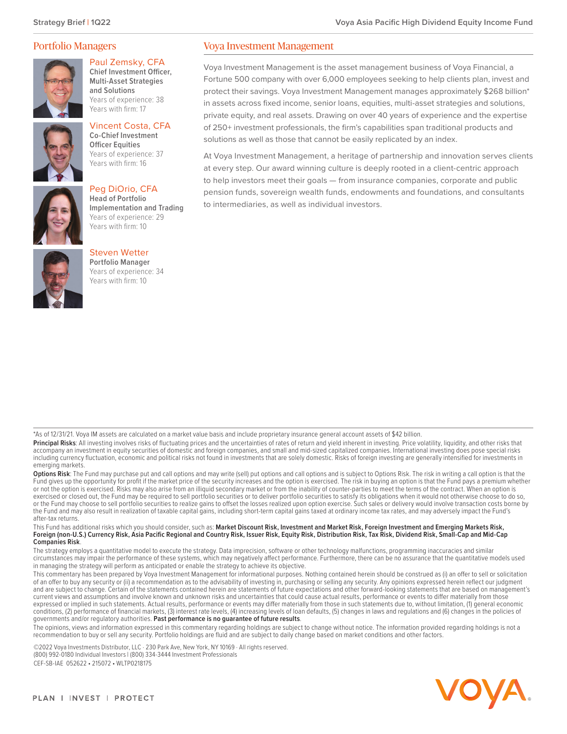## Portfolio Managers

**Paul Zemsky, CFA**
**Chief Investment Officer, Multi-Asset Strategies and Solutions**
Years of experience: 38
Years with firm: 17

**Vincent Costa, CFA**
**Co-Chief Investment Officer Equities**
Years of experience: 37
Years with firm: 16

**Peg DiOrio, CFA**
**Head of Portfolio Implementation and Trading**
Years of experience: 29
Years with firm: 10

**Steven Wetter**
**Portfolio Manager**
Years of experience: 34
Years with firm: 10

## Voya Investment Management

Voya Investment Management is the asset management business of Voya Financial, a Fortune 500 company with over 6,000 employees seeking to help clients plan, invest and protect their savings. Voya Investment Management manages approximately $268 billion* in assets across fixed income, senior loans, equities, multi-asset strategies and solutions, private equity, and real assets. Drawing on over 40 years of experience and the expertise of 250+ investment professionals, the firm's capabilities span traditional products and solutions as well as those that cannot be easily replicated by an index.

At Voya Investment Management, a heritage of partnership and innovation serves clients at every step. Our award winning culture is deeply rooted in a client-centric approach to help investors meet their goals — from insurance companies, corporate and public pension funds, sovereign wealth funds, endowments and foundations, and consultants to intermediaries, as well as individual investors.

*As of 12/31/21. Voya IM assets are calculated on a market value basis and include proprietary insurance general account assets of $42 billion.

**Principal Risks**: All investing involves risks of fluctuating prices and the uncertainties of rates of return and yield inherent in investing. Price volatility, liquidity, and other risks that accompany an investment in equity securities of domestic and foreign companies, and small and mid-sized capitalized companies. International investing does pose special risks including currency fluctuation, economic and political risks not found in investments that are solely domestic. Risks of foreign investing are generally intensified for investments in emerging markets.

**Options Risk**: The Fund may purchase put and call options and may write (sell) put options and call options and is subject to Options Risk. The risk in writing a call option is that the Fund gives up the opportunity for profit if the market price of the security increases and the option is exercised. The risk in buying an option is that the Fund pays a premium whether or not the option is exercised. Risks may also arise from an illiquid secondary market or from the inability of counter-parties to meet the terms of the contract. When an option is exercised or closed out, the Fund may be required to sell portfolio securities or to deliver portfolio securities to satisfy its obligations when it would not otherwise choose to do so, or the Fund may choose to sell portfolio securities to realize gains to offset the losses realized upon option exercise. Such sales or delivery would involve transaction costs borne by the Fund and may also result in realization of taxable capital gains, including short-term capital gains taxed at ordinary income tax rates, and may adversely impact the Fund's after-tax returns.

This Fund has additional risks which you should consider, such as: **Market Discount Risk, Investment and Market Risk, Foreign Investment and Emerging Markets Risk, Foreign (non-U.S.) Currency Risk, Asia Pacific Regional and Country Risk, Issuer Risk, Equity Risk, Distribution Risk, Tax Risk, Dividend Risk, Small-Cap and Mid-Cap Companies Risk**.

The strategy employs a quantitative model to execute the strategy. Data imprecision, software or other technology malfunctions, programming inaccuracies and similar circumstances may impair the performance of these systems, which may negatively affect performance. Furthermore, there can be no assurance that the quantitative models used in managing the strategy will perform as anticipated or enable the strategy to achieve its objective.

This commentary has been prepared by Voya Investment Management for informational purposes. Nothing contained herein should be construed as (i) an offer to sell or solicitation of an offer to buy any security or (ii) a recommendation as to the advisability of investing in, purchasing or selling any security. Any opinions expressed herein reflect our judgment and are subject to change. Certain of the statements contained herein are statements of future expectations and other forward-looking statements that are based on management's current views and assumptions and involve known and unknown risks and uncertainties that could cause actual results, performance or events to differ materially from those expressed or implied in such statements. Actual results, performance or events may differ materially from those in such statements due to, without limitation, (1) general economic conditions, (2) performance of financial markets, (3) interest rate levels, (4) increasing levels of loan defaults, (5) changes in laws and regulations and (6) changes in the policies of governments and/or regulatory authorities. **Past performance is no guarantee of future results**.

The opinions, views and information expressed in this commentary regarding holdings are subject to change without notice. The information provided regarding holdings is not a recommendation to buy or sell any security. Portfolio holdings are fluid and are subject to daily change based on market conditions and other factors.

©2022 Voya Investments Distributor, LLC · 230 Park Ave, New York, NY 10169 · All rights reserved.
(800) 992-0180 Individual Investors | (800) 334-3444 Investment Professionals
CEF-SB-IAE 052622 • 215072 • WLTP0218175

PLAN | INVEST | PROTECT